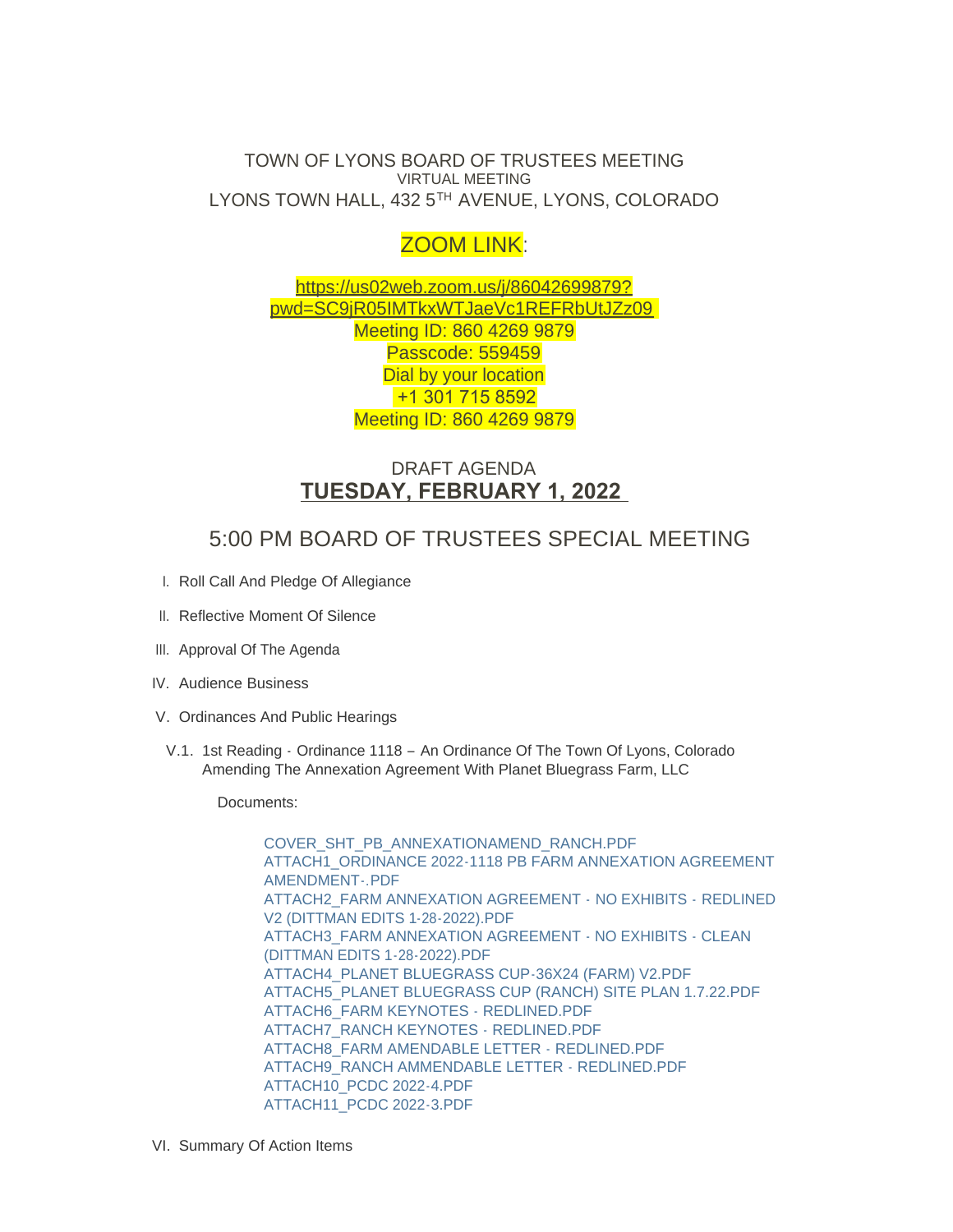TOWN OF LYONS BOARD OF TRUSTEES MEETING

VIRTUAL MEETING

LYONS TOWN HALL, 432 5TH AVENUE, LYONS, COLORADO

ZOOM LINK:

https://us02web.zoom.us/j/86042699879?pwd=SC9jR05lMTkxWTJaeVc1REFRbUtJZz09

Meeting ID: 860 4269 9879

Passcode: 559459

Dial by your location

+1 301 715 8592

Meeting ID: 860 4269 9879

DRAFT AGENDA

**TUESDAY, FEBRUARY 1, 2022**

## 5:00 PM BOARD OF TRUSTEES SPECIAL MEETING

I. Roll Call And Pledge Of Allegiance

II. Reflective Moment Of Silence

III. Approval Of The Agenda

IV. Audience Business

V. Ordinances And Public Hearings

V.1. 1st Reading - Ordinance 1118 – An Ordinance Of The Town Of Lyons, Colorado Amending The Annexation Agreement With Planet Bluegrass Farm, LLC

Documents:

COVER_SHT_PB_ANNEXATIONAMEND_RANCH.PDF
ATTACH1_ORDINANCE 2022-1118 PB FARM ANNEXATION AGREEMENT AMENDMENT-.PDF
ATTACH2_FARM ANNEXATION AGREEMENT - NO EXHIBITS - REDLINED V2 (DITTMAN EDITS 1-28-2022).PDF
ATTACH3_FARM ANNEXATION AGREEMENT - NO EXHIBITS - CLEAN (DITTMAN EDITS 1-28-2022).PDF
ATTACH4_PLANET BLUEGRASS CUP-36X24 (FARM) V2.PDF
ATTACH5_PLANET BLUEGRASS CUP (RANCH) SITE PLAN 1.7.22.PDF
ATTACH6_FARM KEYNOTES - REDLINED.PDF
ATTACH7_RANCH KEYNOTES - REDLINED.PDF
ATTACH8_FARM AMENDABLE LETTER - REDLINED.PDF
ATTACH9_RANCH AMMENDABLE LETTER - REDLINED.PDF
ATTACH10_PCDC 2022-4.PDF
ATTACH11_PCDC 2022-3.PDF

VI. Summary Of Action Items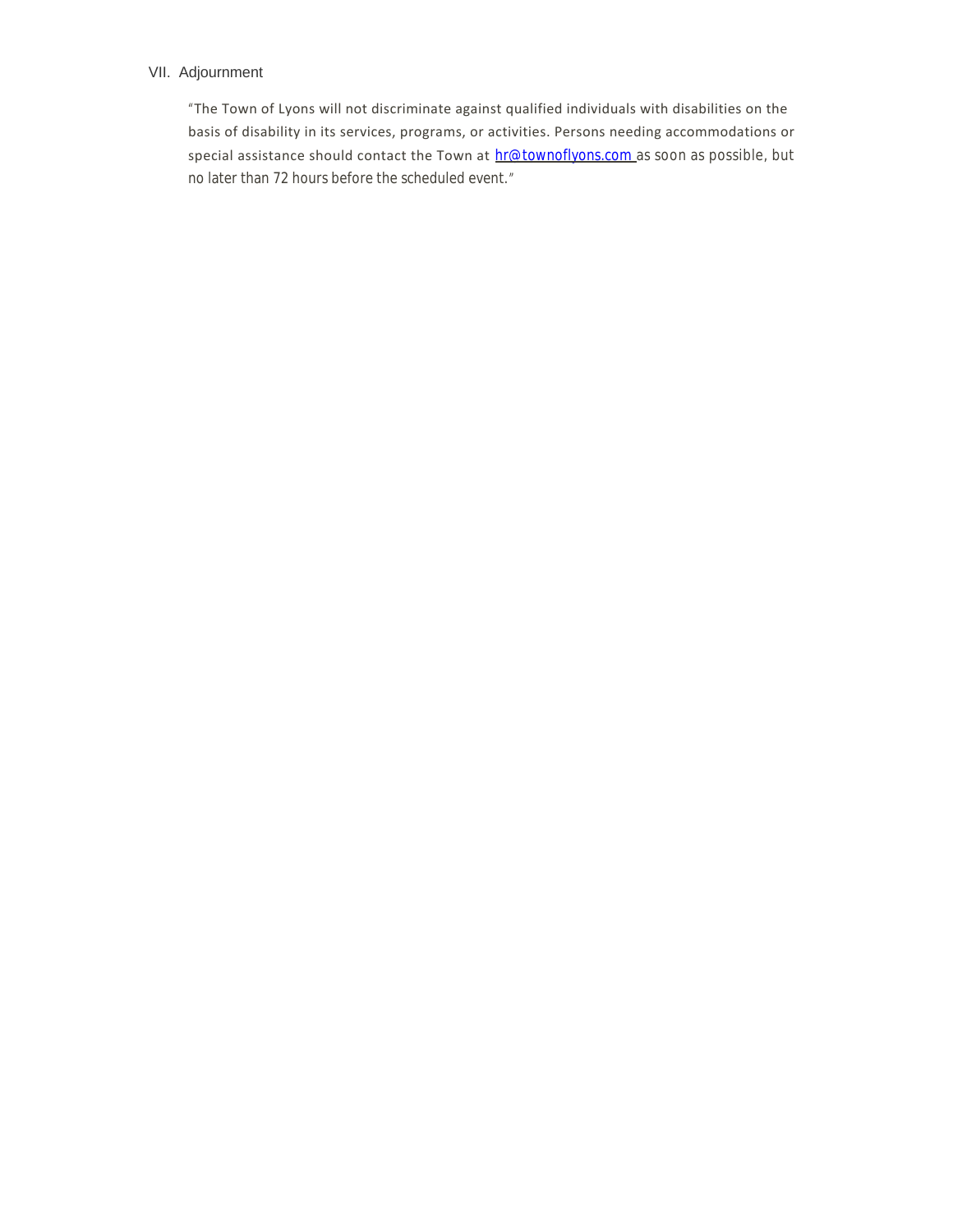VII. Adjournment

"The Town of Lyons will not discriminate against qualified individuals with disabilities on the basis of disability in its services, programs, or activities. Persons needing accommodations or special assistance should contact the Town at [hr@townoflyons.com](mailto:hr@townoflyons.com) as soon as possible, but no later than 72 hours before the scheduled event."